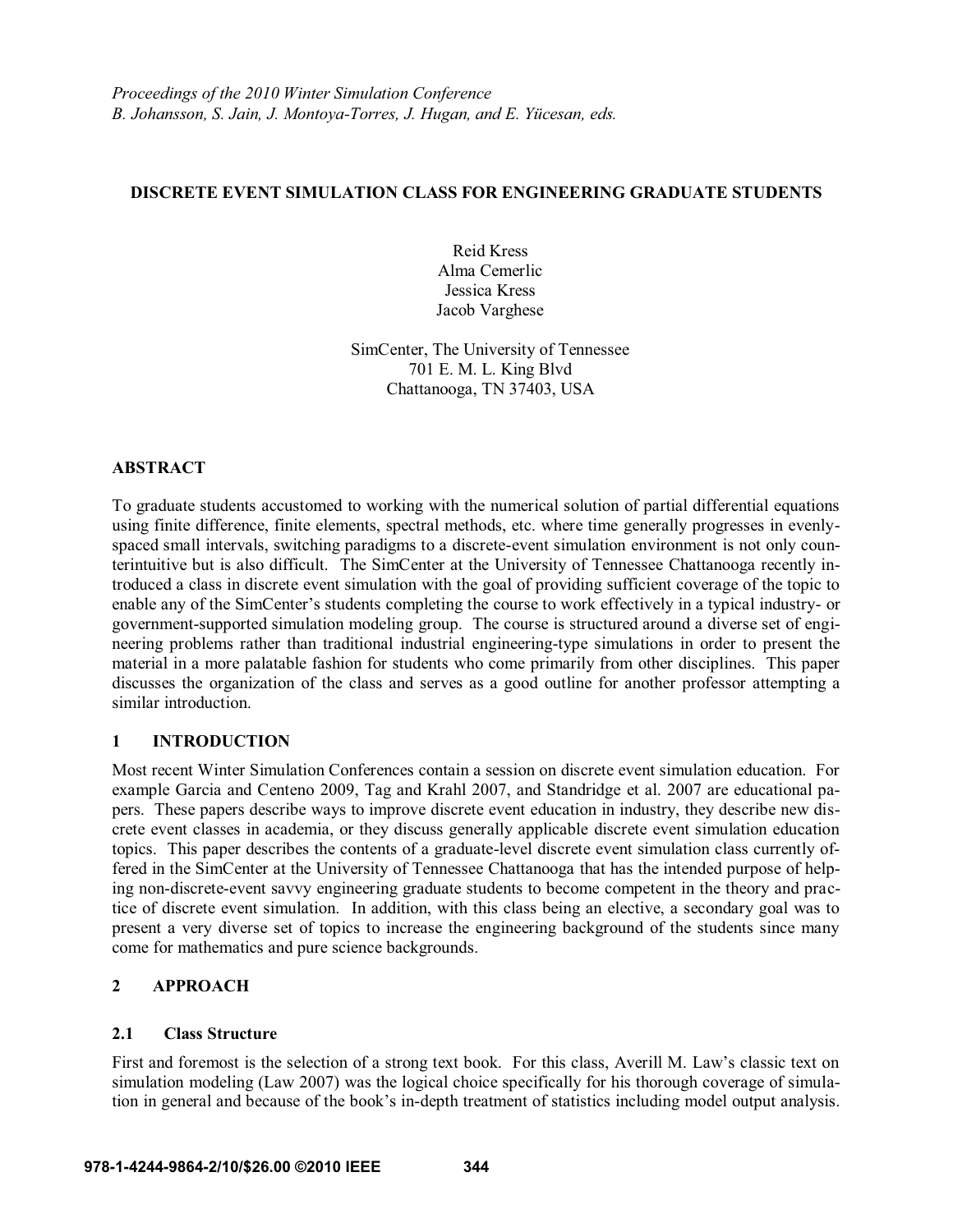*Proceedings of the 2010 Winter Simulation Conference*
*B. Johansson, S. Jain, J. Montoya-Torres, J. Hugan, and E. Yücesan, eds.*

# DISCRETE EVENT SIMULATION CLASS FOR ENGINEERING GRADUATE STUDENTS

Reid Kress
Alma Cemerlic
Jessica Kress
Jacob Varghese

SimCenter, The University of Tennessee
701 E. M. L. King Blvd
Chattanooga, TN 37403, USA

## ABSTRACT

To graduate students accustomed to working with the numerical solution of partial differential equations using finite difference, finite elements, spectral methods, etc. where time generally progresses in evenly-spaced small intervals, switching paradigms to a discrete-event simulation environment is not only counterintuitive but is also difficult. The SimCenter at the University of Tennessee Chattanooga recently introduced a class in discrete event simulation with the goal of providing sufficient coverage of the topic to enable any of the SimCenter's students completing the course to work effectively in a typical industry- or government-supported simulation modeling group. The course is structured around a diverse set of engineering problems rather than traditional industrial engineering-type simulations in order to present the material in a more palatable fashion for students who come primarily from other disciplines. This paper discusses the organization of the class and serves as a good outline for another professor attempting a similar introduction.

## 1 INTRODUCTION

Most recent Winter Simulation Conferences contain a session on discrete event simulation education. For example Garcia and Centeno 2009, Tag and Krahl 2007, and Standridge et al. 2007 are educational papers. These papers describe ways to improve discrete event education in industry, they describe new discrete event classes in academia, or they discuss generally applicable discrete event simulation education topics. This paper describes the contents of a graduate-level discrete event simulation class currently offered in the SimCenter at the University of Tennessee Chattanooga that has the intended purpose of helping non-discrete-event savvy engineering graduate students to become competent in the theory and practice of discrete event simulation. In addition, with this class being an elective, a secondary goal was to present a very diverse set of topics to increase the engineering background of the students since many come for mathematics and pure science backgrounds.

## 2 APPROACH

### 2.1 Class Structure

First and foremost is the selection of a strong text book. For this class, Averill M. Law's classic text on simulation modeling (Law 2007) was the logical choice specifically for his thorough coverage of simulation in general and because of the book's in-depth treatment of statistics including model output analysis.

978-1-4244-9864-2/10/$26.00 ©2010 IEEE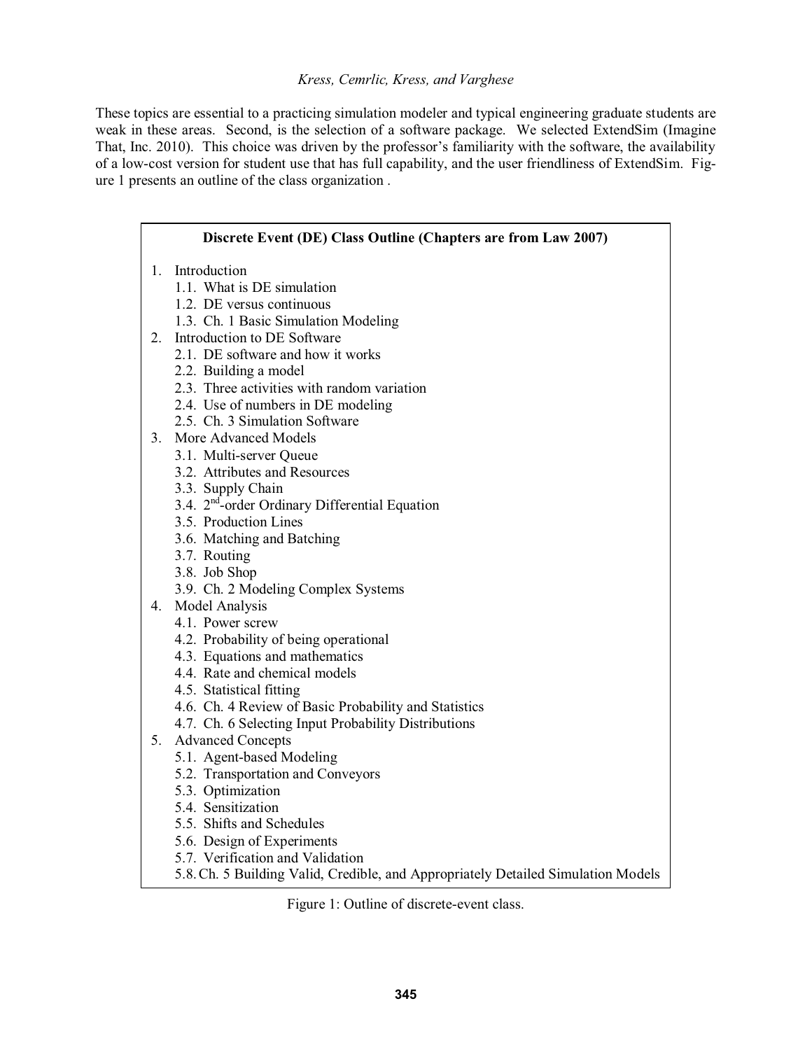These topics are essential to a practicing simulation modeler and typical engineering graduate students are weak in these areas. Second, is the selection of a software package. We selected ExtendSim (Imagine That, Inc. 2010). This choice was driven by the professor's familiarity with the software, the availability of a low-cost version for student use that has full capability, and the user friendliness of ExtendSim. Figure 1 presents an outline of the class organization .

**Discrete Event (DE) Class Outline (Chapters are from Law 2007)**

1. Introduction
   - 1.1. What is DE simulation
   - 1.2. DE versus continuous
   - 1.3. Ch. 1 Basic Simulation Modeling
2. Introduction to DE Software
   - 2.1. DE software and how it works
   - 2.2. Building a model
   - 2.3. Three activities with random variation
   - 2.4. Use of numbers in DE modeling
   - 2.5. Ch. 3 Simulation Software
3. More Advanced Models
   - 3.1. Multi-server Queue
   - 3.2. Attributes and Resources
   - 3.3. Supply Chain
   - 3.4. 2nd-order Ordinary Differential Equation
   - 3.5. Production Lines
   - 3.6. Matching and Batching
   - 3.7. Routing
   - 3.8. Job Shop
   - 3.9. Ch. 2 Modeling Complex Systems
4. Model Analysis
   - 4.1. Power screw
   - 4.2. Probability of being operational
   - 4.3. Equations and mathematics
   - 4.4. Rate and chemical models
   - 4.5. Statistical fitting
   - 4.6. Ch. 4 Review of Basic Probability and Statistics
   - 4.7. Ch. 6 Selecting Input Probability Distributions
5. Advanced Concepts
   - 5.1. Agent-based Modeling
   - 5.2. Transportation and Conveyors
   - 5.3. Optimization
   - 5.4. Sensitization
   - 5.5. Shifts and Schedules
   - 5.6. Design of Experiments
   - 5.7. Verification and Validation
   - 5.8. Ch. 5 Building Valid, Credible, and Appropriately Detailed Simulation Models

Figure 1: Outline of discrete-event class.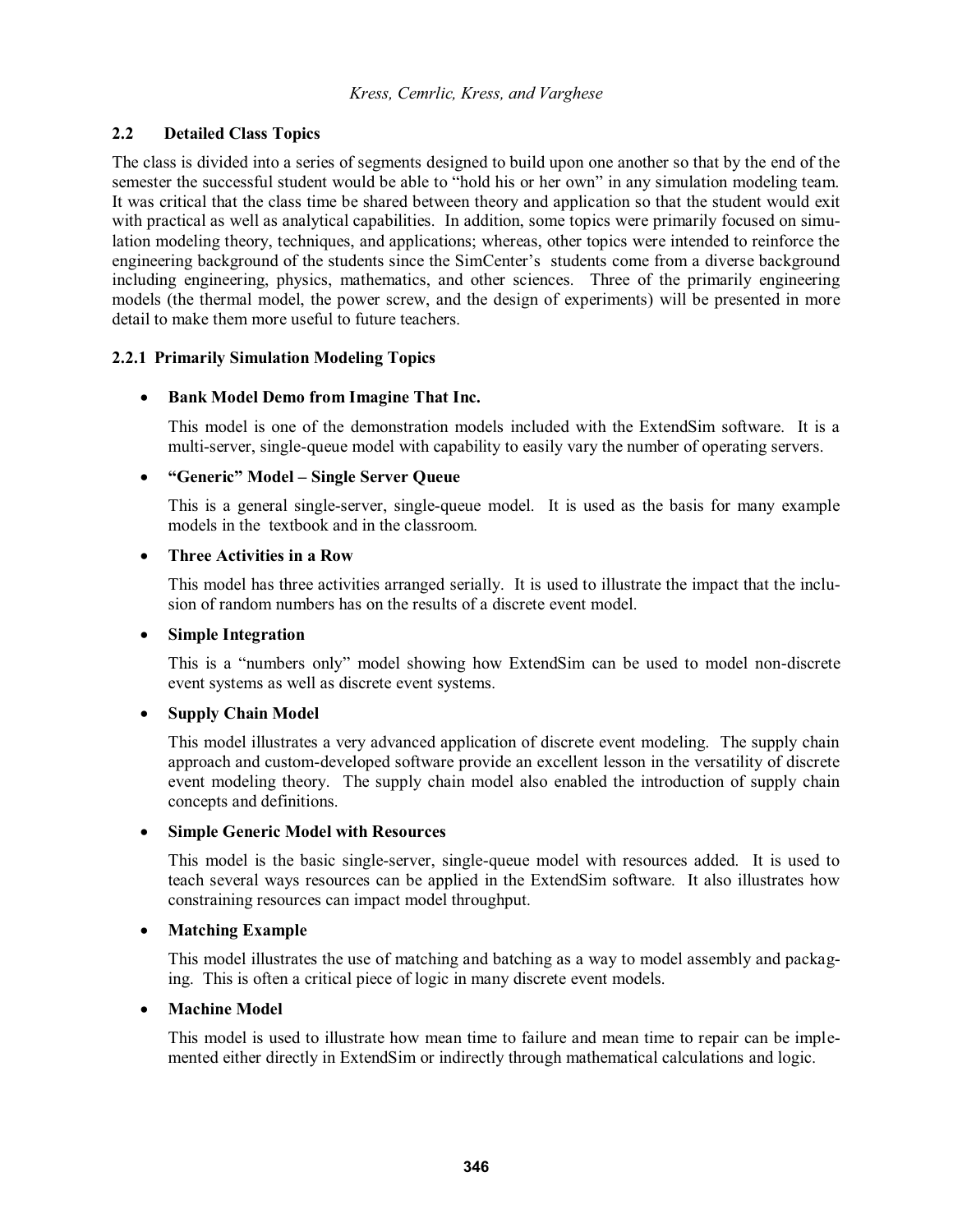### 2.2 Detailed Class Topics

The class is divided into a series of segments designed to build upon one another so that by the end of the semester the successful student would be able to "hold his or her own" in any simulation modeling team. It was critical that the class time be shared between theory and application so that the student would exit with practical as well as analytical capabilities. In addition, some topics were primarily focused on simulation modeling theory, techniques, and applications; whereas, other topics were intended to reinforce the engineering background of the students since the SimCenter's students come from a diverse background including engineering, physics, mathematics, and other sciences. Three of the primarily engineering models (the thermal model, the power screw, and the design of experiments) will be presented in more detail to make them more useful to future teachers.

#### 2.2.1 Primarily Simulation Modeling Topics

- **Bank Model Demo from Imagine That Inc.**

  This model is one of the demonstration models included with the ExtendSim software. It is a multi-server, single-queue model with capability to easily vary the number of operating servers.

- **"Generic" Model – Single Server Queue**

  This is a general single-server, single-queue model. It is used as the basis for many example models in the textbook and in the classroom.

- **Three Activities in a Row**

  This model has three activities arranged serially. It is used to illustrate the impact that the inclusion of random numbers has on the results of a discrete event model.

- **Simple Integration**

  This is a "numbers only" model showing how ExtendSim can be used to model non-discrete event systems as well as discrete event systems.

- **Supply Chain Model**

  This model illustrates a very advanced application of discrete event modeling. The supply chain approach and custom-developed software provide an excellent lesson in the versatility of discrete event modeling theory. The supply chain model also enabled the introduction of supply chain concepts and definitions.

- **Simple Generic Model with Resources**

  This model is the basic single-server, single-queue model with resources added. It is used to teach several ways resources can be applied in the ExtendSim software. It also illustrates how constraining resources can impact model throughput.

- **Matching Example**

  This model illustrates the use of matching and batching as a way to model assembly and packaging. This is often a critical piece of logic in many discrete event models.

- **Machine Model**

  This model is used to illustrate how mean time to failure and mean time to repair can be implemented either directly in ExtendSim or indirectly through mathematical calculations and logic.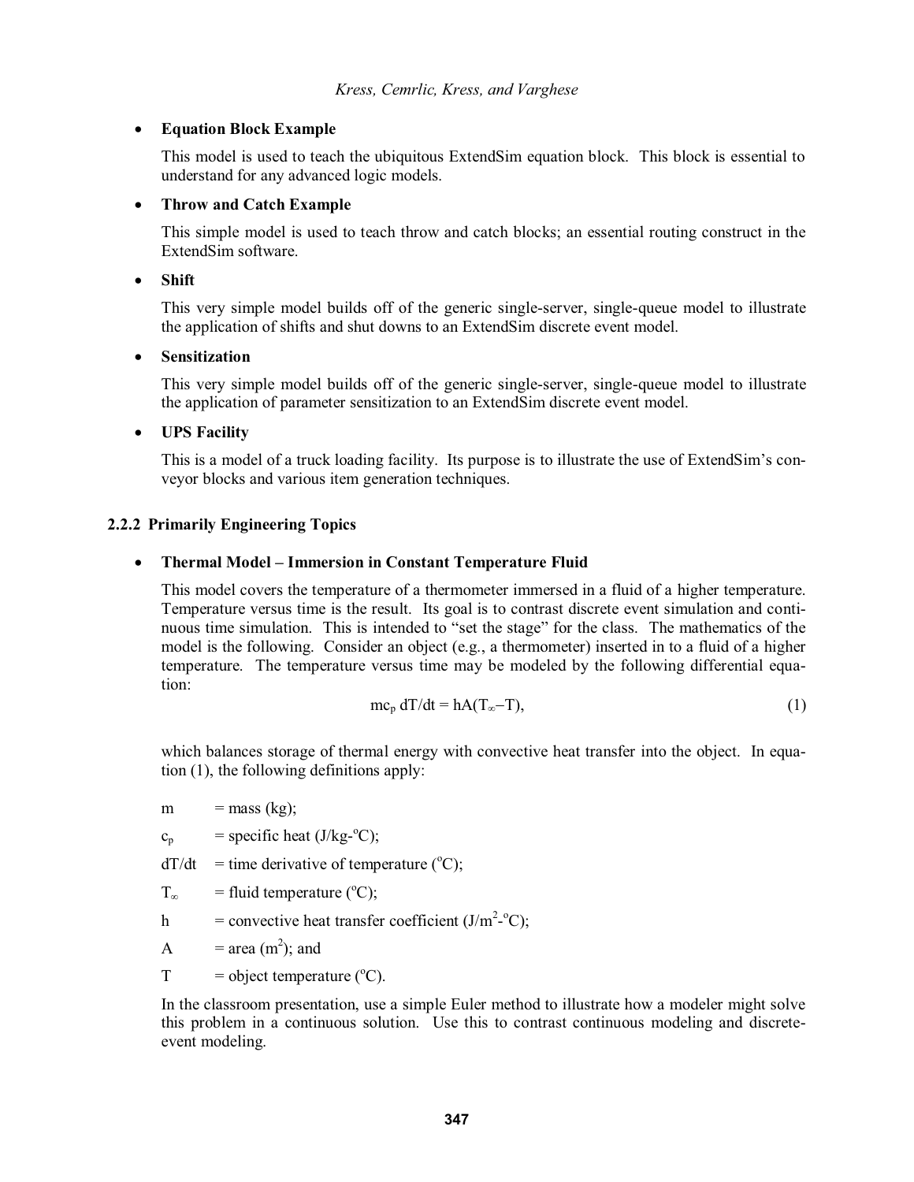- **Equation Block Example**

  This model is used to teach the ubiquitous ExtendSim equation block. This block is essential to understand for any advanced logic models.

- **Throw and Catch Example**

  This simple model is used to teach throw and catch blocks; an essential routing construct in the ExtendSim software.

- **Shift**

  This very simple model builds off of the generic single-server, single-queue model to illustrate the application of shifts and shut downs to an ExtendSim discrete event model.

- **Sensitization**

  This very simple model builds off of the generic single-server, single-queue model to illustrate the application of parameter sensitization to an ExtendSim discrete event model.

- **UPS Facility**

  This is a model of a truck loading facility. Its purpose is to illustrate the use of ExtendSim's conveyor blocks and various item generation techniques.

### 2.2.2 Primarily Engineering Topics

- **Thermal Model – Immersion in Constant Temperature Fluid**

  This model covers the temperature of a thermometer immersed in a fluid of a higher temperature. Temperature versus time is the result. Its goal is to contrast discrete event simulation and continuous time simulation. This is intended to "set the stage" for the class. The mathematics of the model is the following. Consider an object (e.g., a thermometer) inserted in to a fluid of a higher temperature. The temperature versus time may be modeled by the following differential equation:

  $$mc_p \, dT/dt = hA(T_\infty - T), \tag{1}$$

  which balances storage of thermal energy with convective heat transfer into the object. In equation (1), the following definitions apply:

  $m$ = mass (kg);

  $c_p$ = specific heat (J/kg-°C);

  $dT/dt$ = time derivative of temperature (°C);

  $T_\infty$ = fluid temperature (°C);

  $h$ = convective heat transfer coefficient (J/m$^2$-°C);

  $A$ = area (m$^2$); and

  $T$ = object temperature (°C).

  In the classroom presentation, use a simple Euler method to illustrate how a modeler might solve this problem in a continuous solution. Use this to contrast continuous modeling and discrete-event modeling.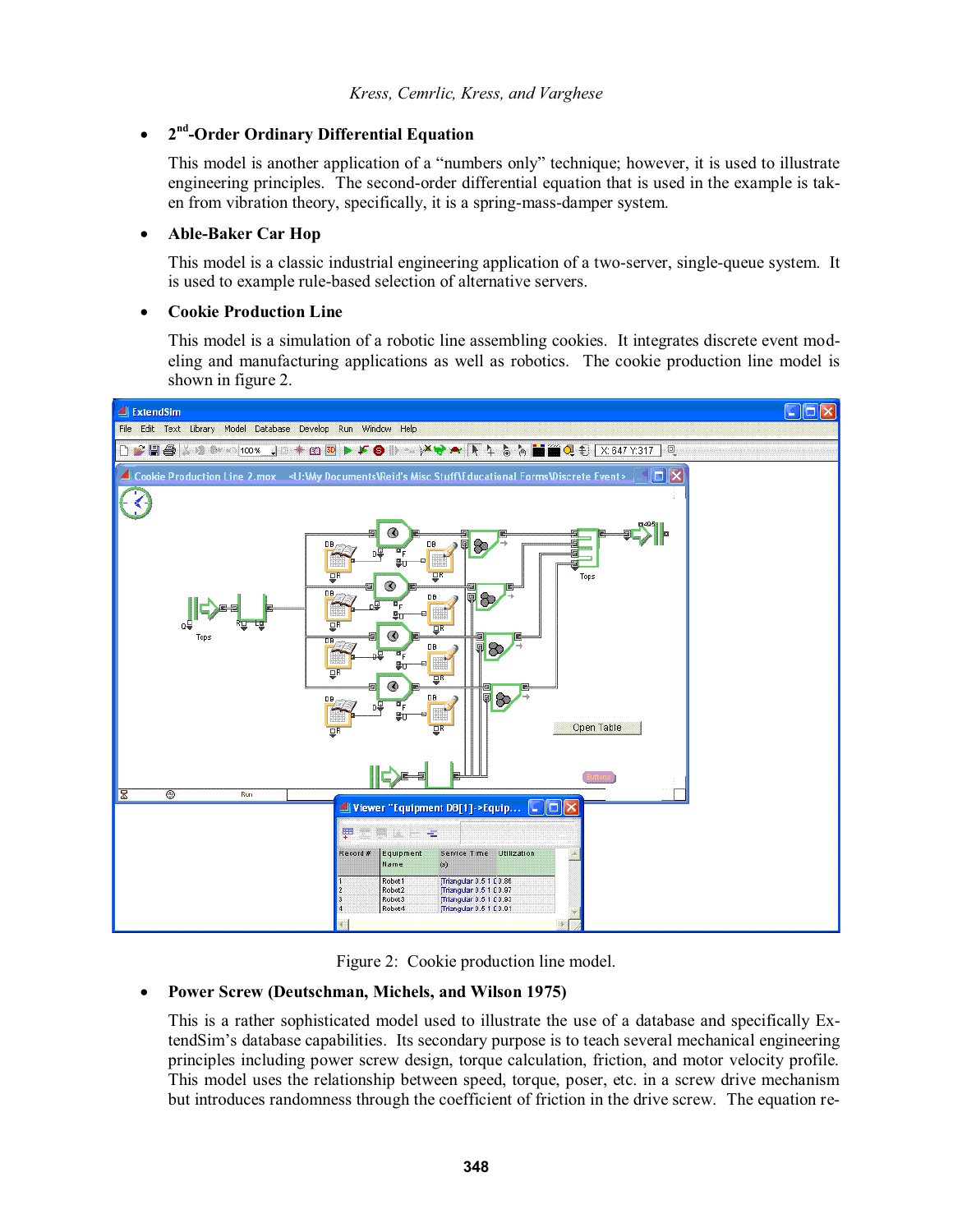- **2nd-Order Ordinary Differential Equation**

  This model is another application of a "numbers only" technique; however, it is used to illustrate engineering principles. The second-order differential equation that is used in the example is taken from vibration theory, specifically, it is a spring-mass-damper system.

- **Able-Baker Car Hop**

  This model is a classic industrial engineering application of a two-server, single-queue system. It is used to example rule-based selection of alternative servers.

- **Cookie Production Line**

  This model is a simulation of a robotic line assembling cookies. It integrates discrete event modeling and manufacturing applications as well as robotics. The cookie production line model is shown in figure 2.

Figure 2: Cookie production line model.

- **Power Screw (Deutschman, Michels, and Wilson 1975)**

  This is a rather sophisticated model used to illustrate the use of a database and specifically ExtendSim's database capabilities. Its secondary purpose is to teach several mechanical engineering principles including power screw design, torque calculation, friction, and motor velocity profile. This model uses the relationship between speed, torque, poser, etc. in a screw drive mechanism but introduces randomness through the coefficient of friction in the drive screw. The equation re-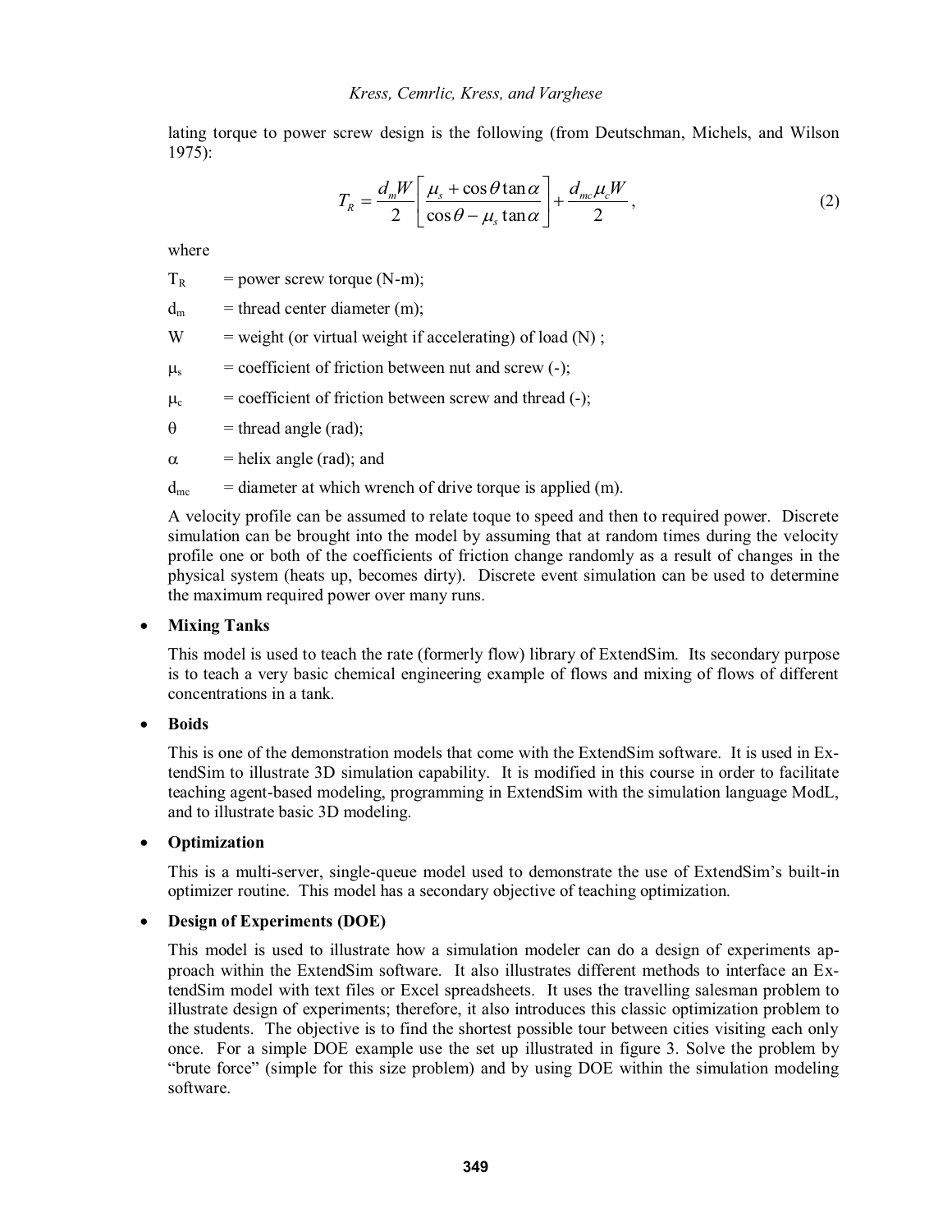lating torque to power screw design is the following (from Deutschman, Michels, and Wilson 1975):

$$T_R = \frac{d_m W}{2}\left[\frac{\mu_s + \cos\theta \tan\alpha}{\cos\theta - \mu_s \tan\alpha}\right] + \frac{d_{mc}\mu_c W}{2}, \tag{2}$$

where

- $T_R$ = power screw torque (N-m);
- $d_m$ = thread center diameter (m);
- $W$ = weight (or virtual weight if accelerating) of load (N) ;
- $\mu_s$ = coefficient of friction between nut and screw (-);
- $\mu_c$ = coefficient of friction between screw and thread (-);
- $\theta$ = thread angle (rad);
- $\alpha$ = helix angle (rad); and
- $d_{mc}$ = diameter at which wrench of drive torque is applied (m).

A velocity profile can be assumed to relate toque to speed and then to required power. Discrete simulation can be brought into the model by assuming that at random times during the velocity profile one or both of the coefficients of friction change randomly as a result of changes in the physical system (heats up, becomes dirty). Discrete event simulation can be used to determine the maximum required power over many runs.

- **Mixing Tanks**

  This model is used to teach the rate (formerly flow) library of ExtendSim. Its secondary purpose is to teach a very basic chemical engineering example of flows and mixing of flows of different concentrations in a tank.

- **Boids**

  This is one of the demonstration models that come with the ExtendSim software. It is used in ExtendSim to illustrate 3D simulation capability. It is modified in this course in order to facilitate teaching agent-based modeling, programming in ExtendSim with the simulation language ModL, and to illustrate basic 3D modeling.

- **Optimization**

  This is a multi-server, single-queue model used to demonstrate the use of ExtendSim's built-in optimizer routine. This model has a secondary objective of teaching optimization.

- **Design of Experiments (DOE)**

  This model is used to illustrate how a simulation modeler can do a design of experiments approach within the ExtendSim software. It also illustrates different methods to interface an ExtendSim model with text files or Excel spreadsheets. It uses the travelling salesman problem to illustrate design of experiments; therefore, it also introduces this classic optimization problem to the students. The objective is to find the shortest possible tour between cities visiting each only once. For a simple DOE example use the set up illustrated in figure 3. Solve the problem by "brute force" (simple for this size problem) and by using DOE within the simulation modeling software.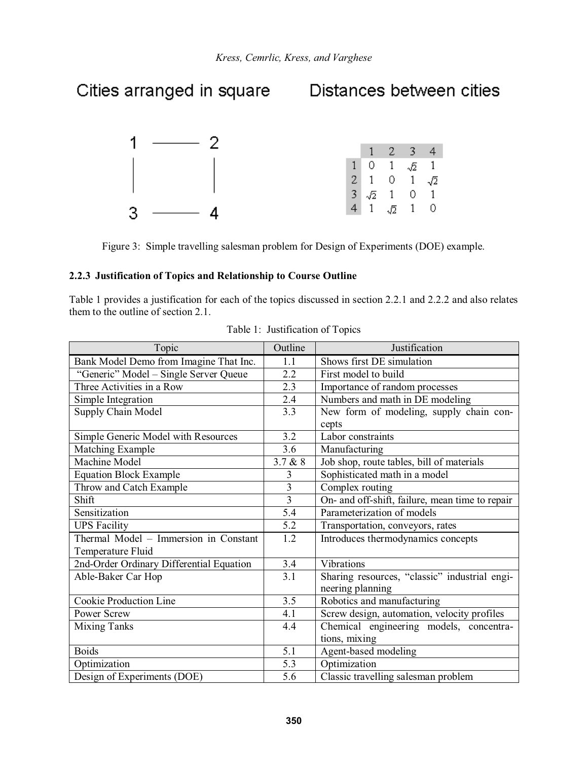Cities arranged in square

Distances between cities

| | 1 | 2 | 3 | 4 |
|---|---|---|---|---|
| 1 | 0 | 1 | $\sqrt{2}$ | 1 |
| 2 | 1 | 0 | 1 | $\sqrt{2}$ |
| 3 | $\sqrt{2}$ | 1 | 0 | 1 |
| 4 | 1 | $\sqrt{2}$ | 1 | 0 |

Figure 3: Simple travelling salesman problem for Design of Experiments (DOE) example.

### 2.2.3 Justification of Topics and Relationship to Course Outline

Table 1 provides a justification for each of the topics discussed in section 2.2.1 and 2.2.2 and also relates them to the outline of section 2.1.

Table 1: Justification of Topics

| Topic | Outline | Justification |
|---|---|---|
| Bank Model Demo from Imagine That Inc. | 1.1 | Shows first DE simulation |
| "Generic" Model – Single Server Queue | 2.2 | First model to build |
| Three Activities in a Row | 2.3 | Importance of random processes |
| Simple Integration | 2.4 | Numbers and math in DE modeling |
| Supply Chain Model | 3.3 | New form of modeling, supply chain concepts |
| Simple Generic Model with Resources | 3.2 | Labor constraints |
| Matching Example | 3.6 | Manufacturing |
| Machine Model | 3.7 & 8 | Job shop, route tables, bill of materials |
| Equation Block Example | 3 | Sophisticated math in a model |
| Throw and Catch Example | 3 | Complex routing |
| Shift | 3 | On- and off-shift, failure, mean time to repair |
| Sensitization | 5.4 | Parameterization of models |
| UPS Facility | 5.2 | Transportation, conveyors, rates |
| Thermal Model – Immersion in Constant Temperature Fluid | 1.2 | Introduces thermodynamics concepts |
| 2nd-Order Ordinary Differential Equation | 3.4 | Vibrations |
| Able-Baker Car Hop | 3.1 | Sharing resources, "classic" industrial engineering planning |
| Cookie Production Line | 3.5 | Robotics and manufacturing |
| Power Screw | 4.1 | Screw design, automation, velocity profiles |
| Mixing Tanks | 4.4 | Chemical engineering models, concentrations, mixing |
| Boids | 5.1 | Agent-based modeling |
| Optimization | 5.3 | Optimization |
| Design of Experiments (DOE) | 5.6 | Classic travelling salesman problem |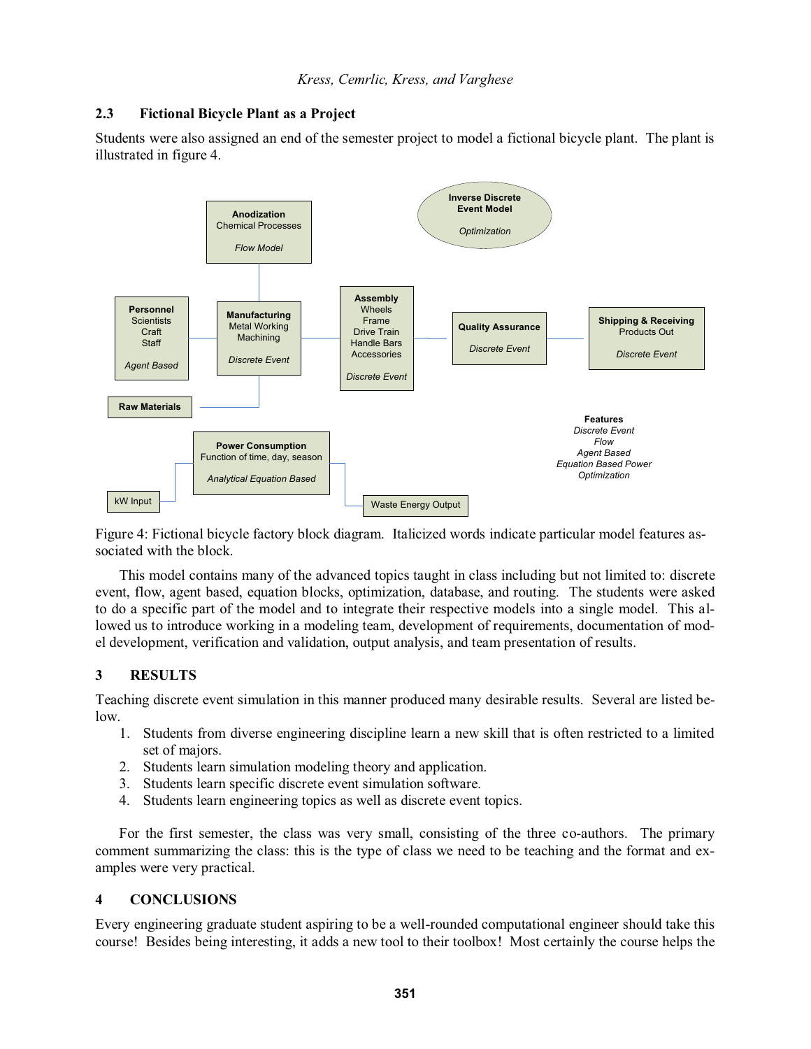## 2.3 Fictional Bicycle Plant as a Project

Students were also assigned an end of the semester project to model a fictional bicycle plant. The plant is illustrated in figure 4.

Figure 4: Fictional bicycle factory block diagram. Italicized words indicate particular model features associated with the block.

This model contains many of the advanced topics taught in class including but not limited to: discrete event, flow, agent based, equation blocks, optimization, database, and routing. The students were asked to do a specific part of the model and to integrate their respective models into a single model. This allowed us to introduce working in a modeling team, development of requirements, documentation of model development, verification and validation, output analysis, and team presentation of results.

# 3 RESULTS

Teaching discrete event simulation in this manner produced many desirable results. Several are listed below.

1. Students from diverse engineering discipline learn a new skill that is often restricted to a limited set of majors.
2. Students learn simulation modeling theory and application.
3. Students learn specific discrete event simulation software.
4. Students learn engineering topics as well as discrete event topics.

For the first semester, the class was very small, consisting of the three co-authors. The primary comment summarizing the class: this is the type of class we need to be teaching and the format and examples were very practical.

# 4 CONCLUSIONS

Every engineering graduate student aspiring to be a well-rounded computational engineer should take this course! Besides being interesting, it adds a new tool to their toolbox! Most certainly the course helps the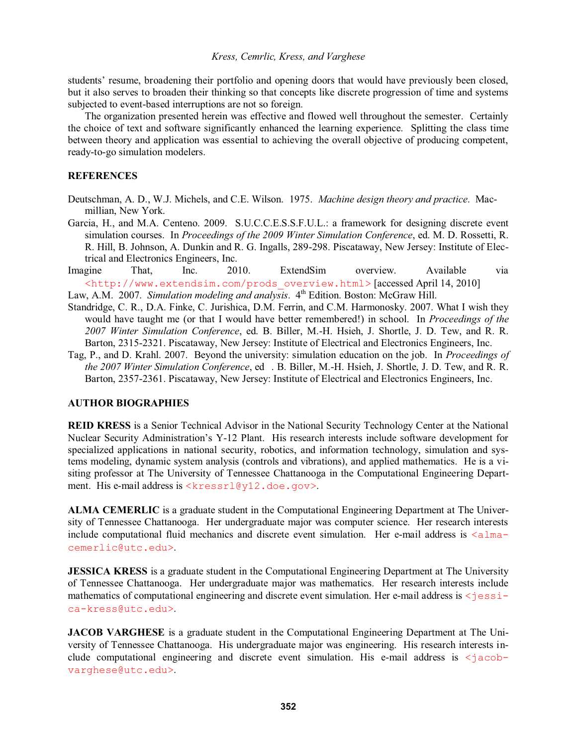students' resume, broadening their portfolio and opening doors that would have previously been closed, but it also serves to broaden their thinking so that concepts like discrete progression of time and systems subjected to event-based interruptions are not so foreign.

The organization presented herein was effective and flowed well throughout the semester. Certainly the choice of text and software significantly enhanced the learning experience. Splitting the class time between theory and application was essential to achieving the overall objective of producing competent, ready-to-go simulation modelers.

## REFERENCES

Deutschman, A. D., W.J. Michels, and C.E. Wilson. 1975. *Machine design theory and practice*. Macmillian, New York.

Garcia, H., and M.A. Centeno. 2009. S.U.C.C.E.S.S.F.U.L.: a framework for designing discrete event simulation courses. In *Proceedings of the 2009 Winter Simulation Conference*, ed. M. D. Rossetti, R. R. Hill, B. Johnson, A. Dunkin and R. G. Ingalls, 289-298. Piscataway, New Jersey: Institute of Electrical and Electronics Engineers, Inc.

Imagine That, Inc. 2010. ExtendSim overview. Available via <http://www.extendsim.com/prods_overview.html> [accessed April 14, 2010]

Law, A.M. 2007. *Simulation modeling and analysis*. 4th Edition. Boston: McGraw Hill.

Standridge, C. R., D.A. Finke, C. Jurishica, D.M. Ferrin, and C.M. Harmonosky. 2007. What I wish they would have taught me (or that I would have better remembered!) in school. In *Proceedings of the 2007 Winter Simulation Conference*, ed. B. Biller, M.-H. Hsieh, J. Shortle, J. D. Tew, and R. R. Barton, 2315-2321. Piscataway, New Jersey: Institute of Electrical and Electronics Engineers, Inc.

Tag, P., and D. Krahl. 2007. Beyond the university: simulation education on the job. In *Proceedings of the 2007 Winter Simulation Conference*, ed . B. Biller, M.-H. Hsieh, J. Shortle, J. D. Tew, and R. R. Barton, 2357-2361. Piscataway, New Jersey: Institute of Electrical and Electronics Engineers, Inc.

## AUTHOR BIOGRAPHIES

**REID KRESS** is a Senior Technical Advisor in the National Security Technology Center at the National Nuclear Security Administration's Y-12 Plant. His research interests include software development for specialized applications in national security, robotics, and information technology, simulation and systems modeling, dynamic system analysis (controls and vibrations), and applied mathematics. He is a visiting professor at The University of Tennessee Chattanooga in the Computational Engineering Department. His e-mail address is <kressrl@y12.doe.gov>.

**ALMA CEMERLIC** is a graduate student in the Computational Engineering Department at The University of Tennessee Chattanooga. Her undergraduate major was computer science. Her research interests include computational fluid mechanics and discrete event simulation. Her e-mail address is <alma-cemerlic@utc.edu>.

**JESSICA KRESS** is a graduate student in the Computational Engineering Department at The University of Tennessee Chattanooga. Her undergraduate major was mathematics. Her research interests include mathematics of computational engineering and discrete event simulation. Her e-mail address is <jessica-kress@utc.edu>.

**JACOB VARGHESE** is a graduate student in the Computational Engineering Department at The University of Tennessee Chattanooga. His undergraduate major was engineering. His research interests include computational engineering and discrete event simulation. His e-mail address is <jacob-varghese@utc.edu>.